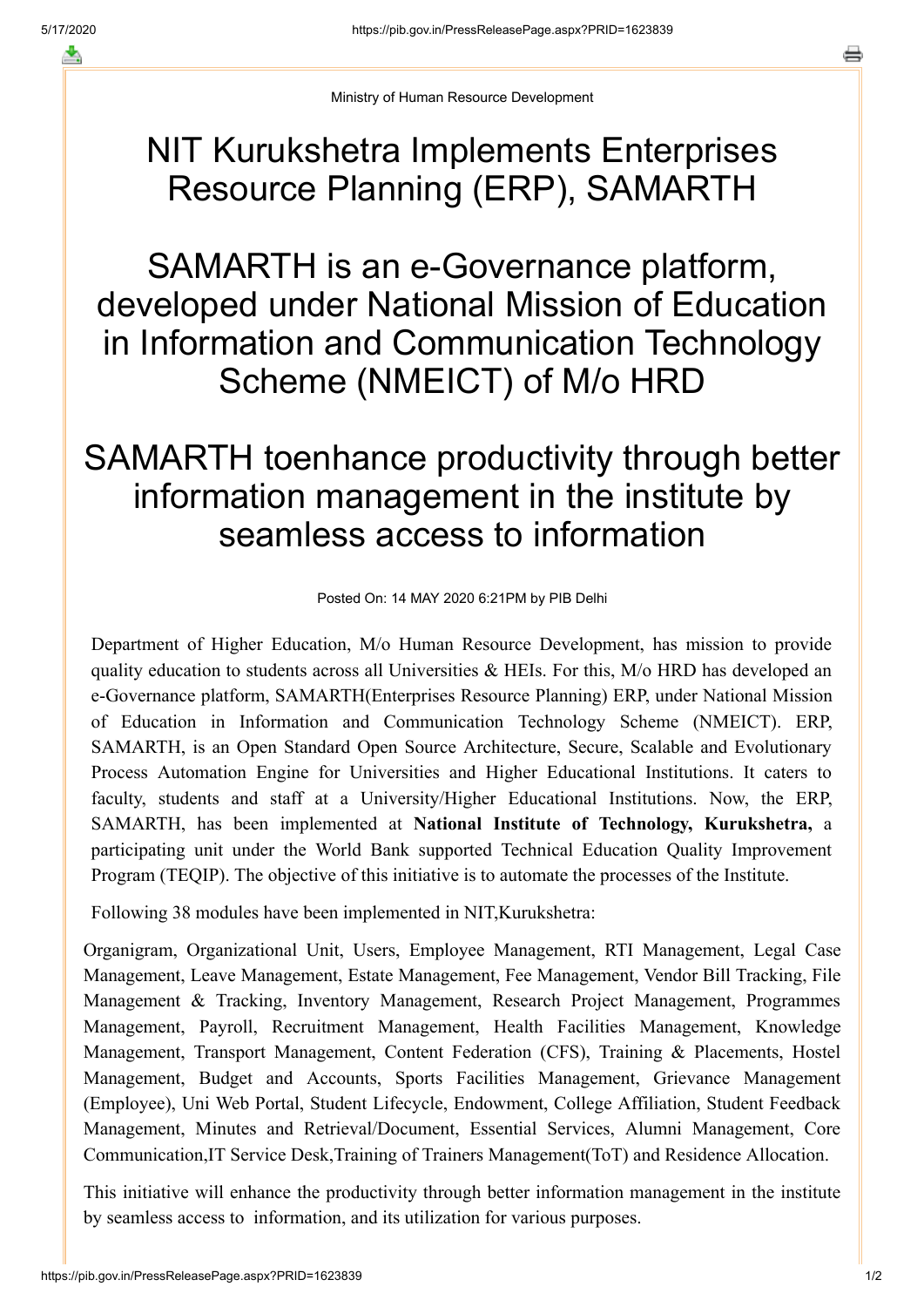Ministry of Human Resource Development

# NIT Kurukshetra Implements Enterprises Resource Planning (ERP), SAMARTH

# SAMARTH is an e-Governance platform, developed under National Mission of Education in Information and Communication Technology Scheme (NMEICT) of M/o HRD

# SAMARTH toenhance productivity through better information management in the institute by seamless access to information

Posted On: 14 MAY 2020 6:21PM by PIB Delhi

Department of Higher Education, M/o Human Resource Development, has mission to provide quality education to students across all Universities & HEIs. For this, M/o HRD has developed an e-Governance platform, SAMARTH(Enterprises Resource Planning) ERP, under National Mission of Education in Information and Communication Technology Scheme (NMEICT). ERP, SAMARTH, is an Open Standard Open Source Architecture, Secure, Scalable and Evolutionary Process Automation Engine for Universities and Higher Educational Institutions. It caters to faculty, students and staff at a University/Higher Educational Institutions. Now, the ERP, SAMARTH, has been implemented at **National Institute of Technology, Kurukshetra,** a participating unit under the World Bank supported Technical Education Quality Improvement Program (TEQIP). The objective of this initiative is to automate the processes of the Institute.

Following 38 modules have been implemented in NIT,Kurukshetra:

Organigram, Organizational Unit, Users, Employee Management, RTI Management, Legal Case Management, Leave Management, Estate Management, Fee Management, Vendor Bill Tracking, File Management & Tracking, Inventory Management, Research Project Management, Programmes Management, Payroll, Recruitment Management, Health Facilities Management, Knowledge Management, Transport Management, Content Federation (CFS), Training & Placements, Hostel Management, Budget and Accounts, Sports Facilities Management, Grievance Management (Employee), Uni Web Portal, Student Lifecycle, Endowment, College Affiliation, Student Feedback Management, Minutes and Retrieval/Document, Essential Services, Alumni Management, Core Communication,IT Service Desk,Training of Trainers Management(ToT) and Residence Allocation.

This initiative will enhance the productivity through better information management in the institute by seamless access to information, and its utilization for various purposes.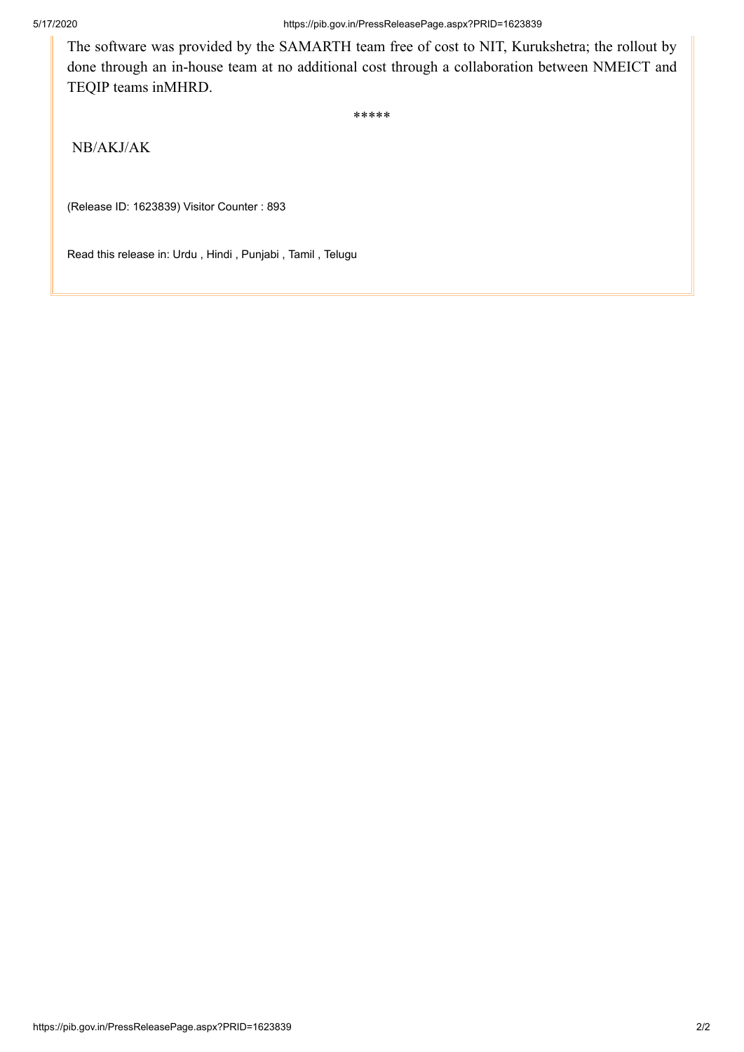The software was provided by the SAMARTH team free of cost to NIT, Kurukshetra; the rollout by done through an in-house team at no additional cost through a collaboration between NMEICT and TEQIP teams inMHRD.

*****

NB/AKJ/AK

(Release ID: 1623839) Visitor Counter : 893

Read this release in: Urdu , Hindi , Punjabi , Tamil , Telugu